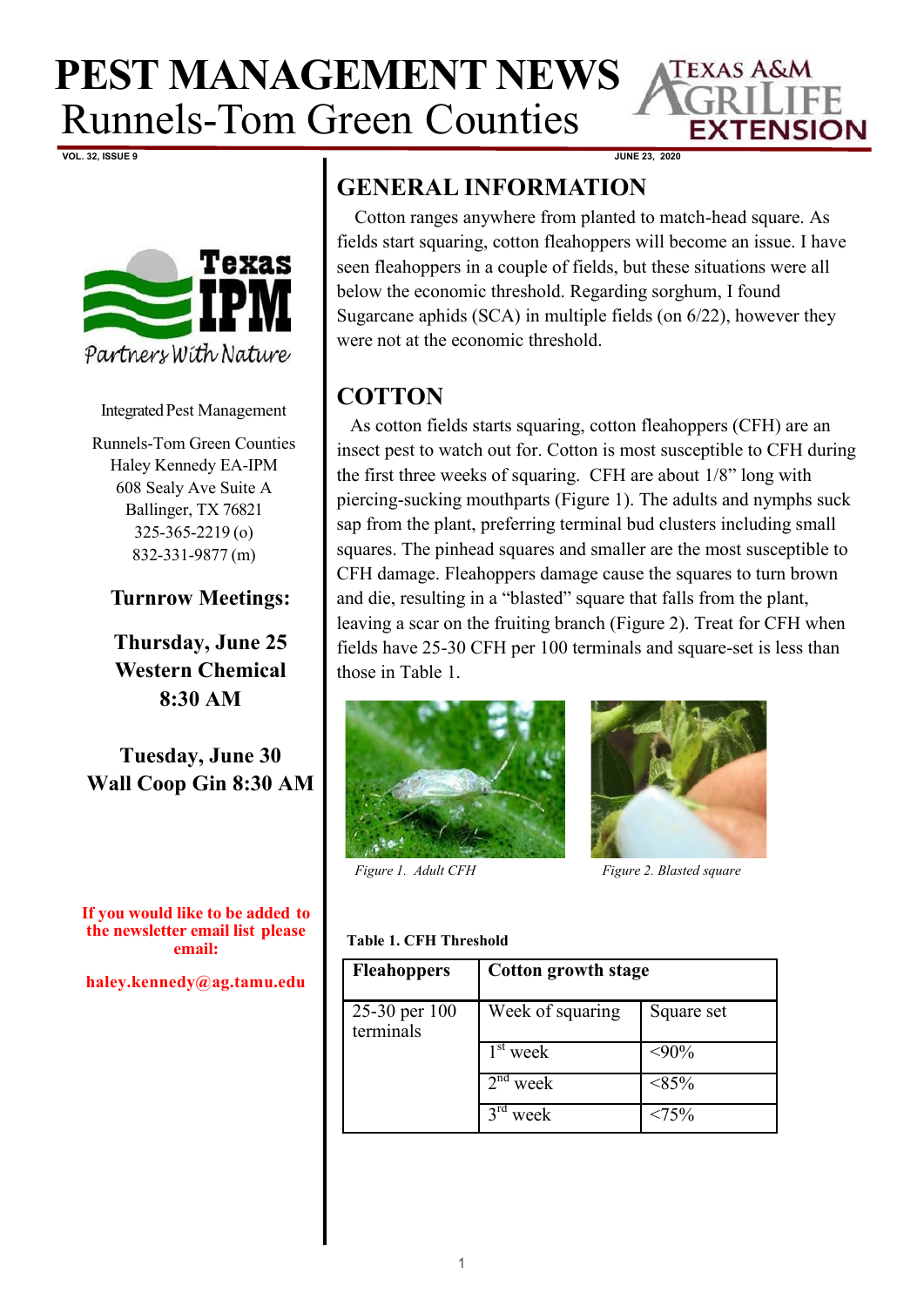# PEST MANAGEMENT NEWS

Runnels-Tom Green Counties

VOL. 32, ISSUE 9 — JUNE 23, 2020

Integrated Pest Management

Runnels-Tom Green Counties
Haley Kennedy EA-IPM
608 Sealy Ave Suite A
Ballinger, TX 76821
325-365-2219 (o)
832-331-9877 (m)

**Turnrow Meetings:**

**Thursday, June 25**
**Western Chemical**
**8:30 AM**

**Tuesday, June 30**
**Wall Coop Gin 8:30 AM**

**If you would like to be added to the newsletter email list please email:**

**haley.kennedy@ag.tamu.edu**

## GENERAL INFORMATION

Cotton ranges anywhere from planted to match-head square. As fields start squaring, cotton fleahoppers will become an issue. I have seen fleahoppers in a couple of fields, but these situations were all below the economic threshold. Regarding sorghum, I found Sugarcane aphids (SCA) in multiple fields (on 6/22), however they were not at the economic threshold.

## COTTON

As cotton fields starts squaring, cotton fleahoppers (CFH) are an insect pest to watch out for. Cotton is most susceptible to CFH during the first three weeks of squaring. CFH are about 1/8" long with piercing-sucking mouthparts (Figure 1). The adults and nymphs suck sap from the plant, preferring terminal bud clusters including small squares. The pinhead squares and smaller are the most susceptible to CFH damage. Fleahoppers damage cause the squares to turn brown and die, resulting in a "blasted" square that falls from the plant, leaving a scar on the fruiting branch (Figure 2). Treat for CFH when fields have 25-30 CFH per 100 terminals and square-set is less than those in Table 1.

*Figure 1. Adult CFH*

*Figure 2. Blasted square*

**Table 1. CFH Threshold**

| Fleahoppers | Cotton growth stage | |
|---|---|---|
| 25-30 per 100 terminals | Week of squaring | Square set |
| | 1st week | <90% |
| | 2nd week | <85% |
| | 3rd week | <75% |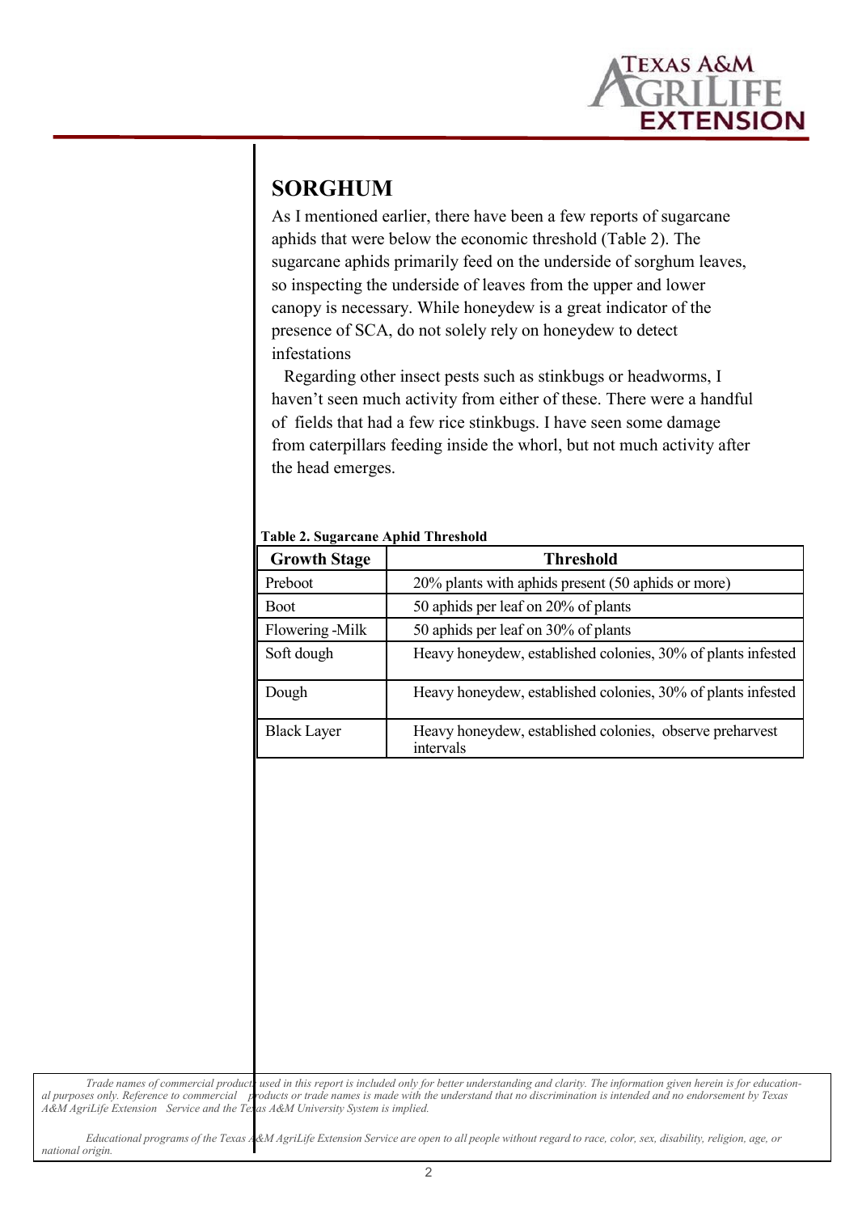## SORGHUM

As I mentioned earlier, there have been a few reports of sugarcane aphids that were below the economic threshold (Table 2). The sugarcane aphids primarily feed on the underside of sorghum leaves, so inspecting the underside of leaves from the upper and lower canopy is necessary. While honeydew is a great indicator of the presence of SCA, do not solely rely on honeydew to detect infestations

Regarding other insect pests such as stinkbugs or headworms, I haven't seen much activity from either of these. There were a handful of fields that had a few rice stinkbugs. I have seen some damage from caterpillars feeding inside the whorl, but not much activity after the head emerges.

**Table 2. Sugarcane Aphid Threshold**

| Growth Stage | Threshold |
|---|---|
| Preboot | 20% plants with aphids present (50 aphids or more) |
| Boot | 50 aphids per leaf on 20% of plants |
| Flowering -Milk | 50 aphids per leaf on 30% of plants |
| Soft dough | Heavy honeydew, established colonies, 30% of plants infested |
| Dough | Heavy honeydew, established colonies, 30% of plants infested |
| Black Layer | Heavy honeydew, established colonies, observe preharvest intervals |

*Trade names of commercial products used in this report is included only for better understanding and clarity. The information given herein is for educational purposes only. Reference to commercial products or trade names is made with the understand that no discrimination is intended and no endorsement by Texas A&M AgriLife Extension Service and the Texas A&M University System is implied.*

*Educational programs of the Texas A&M AgriLife Extension Service are open to all people without regard to race, color, sex, disability, religion, age, or national origin.*